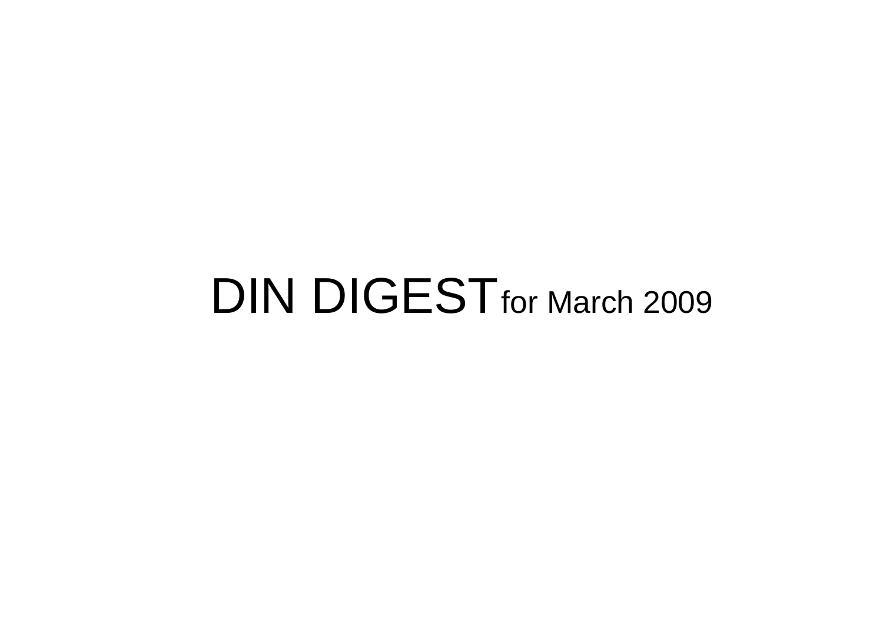# DIN DIGEST for March 2009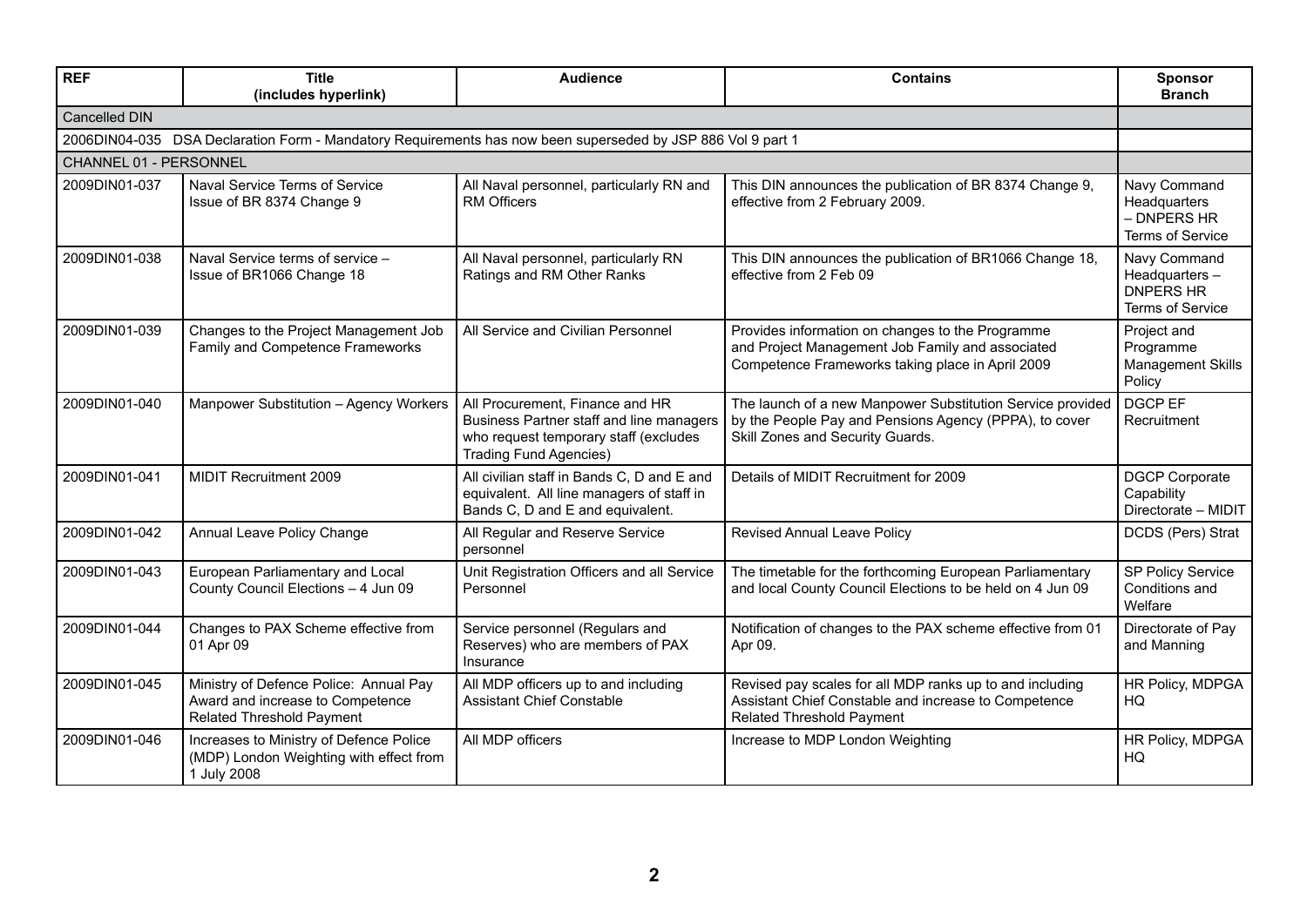| REF | Title (includes hyperlink) | Audience | Contains | Sponsor Branch |
|---|---|---|---|---|
| Cancelled DIN | | | | |
| 2006DIN04-035 DSA Declaration Form - Mandatory Requirements has now been superseded by JSP 886 Vol 9 part 1 | | | | |
| CHANNEL 01 - PERSONNEL | | | | |
| 2009DIN01-037 | Naval Service Terms of Service Issue of BR 8374 Change 9 | All Naval personnel, particularly RN and RM Officers | This DIN announces the publication of BR 8374 Change 9, effective from 2 February 2009. | Navy Command Headquarters – DNPERS HR Terms of Service |
| 2009DIN01-038 | Naval Service terms of service – Issue of BR1066 Change 18 | All Naval personnel, particularly RN Ratings and RM Other Ranks | This DIN announces the publication of BR1066 Change 18, effective from 2 Feb 09 | Navy Command Headquarters – DNPERS HR Terms of Service |
| 2009DIN01-039 | Changes to the Project Management Job Family and Competence Frameworks | All Service and Civilian Personnel | Provides information on changes to the Programme and Project Management Job Family and associated Competence Frameworks taking place in April 2009 | Project and Programme Management Skills Policy |
| 2009DIN01-040 | Manpower Substitution – Agency Workers | All Procurement, Finance and HR Business Partner staff and line managers who request temporary staff (excludes Trading Fund Agencies) | The launch of a new Manpower Substitution Service provided by the People Pay and Pensions Agency (PPPA), to cover Skill Zones and Security Guards. | DGCP EF Recruitment |
| 2009DIN01-041 | MIDIT Recruitment 2009 | All civilian staff in Bands C, D and E and equivalent. All line managers of staff in Bands C, D and E and equivalent. | Details of MIDIT Recruitment for 2009 | DGCP Corporate Capability Directorate – MIDIT |
| 2009DIN01-042 | Annual Leave Policy Change | All Regular and Reserve Service personnel | Revised Annual Leave Policy | DCDS (Pers) Strat |
| 2009DIN01-043 | European Parliamentary and Local County Council Elections – 4 Jun 09 | Unit Registration Officers and all Service Personnel | The timetable for the forthcoming European Parliamentary and local County Council Elections to be held on 4 Jun 09 | SP Policy Service Conditions and Welfare |
| 2009DIN01-044 | Changes to PAX Scheme effective from 01 Apr 09 | Service personnel (Regulars and Reserves) who are members of PAX Insurance | Notification of changes to the PAX scheme effective from 01 Apr 09. | Directorate of Pay and Manning |
| 2009DIN01-045 | Ministry of Defence Police: Annual Pay Award and increase to Competence Related Threshold Payment | All MDP officers up to and including Assistant Chief Constable | Revised pay scales for all MDP ranks up to and including Assistant Chief Constable and increase to Competence Related Threshold Payment | HR Policy, MDPGA HQ |
| 2009DIN01-046 | Increases to Ministry of Defence Police (MDP) London Weighting with effect from 1 July 2008 | All MDP officers | Increase to MDP London Weighting | HR Policy, MDPGA HQ |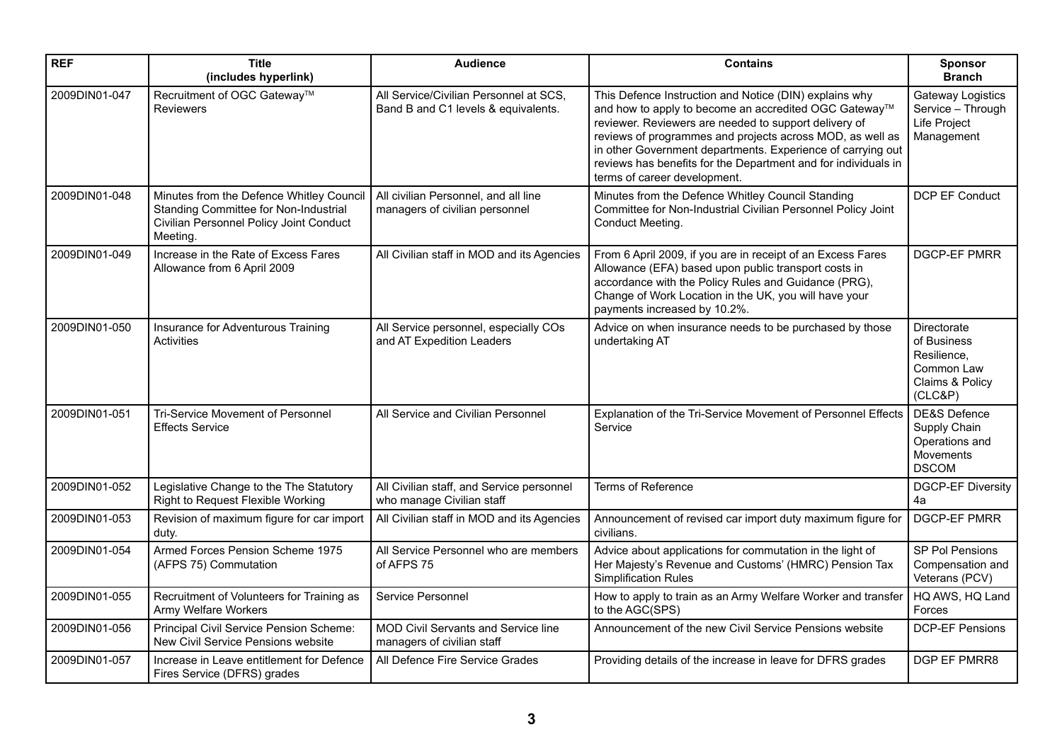| REF | Title (includes hyperlink) | Audience | Contains | Sponsor Branch |
|---|---|---|---|---|
| 2009DIN01-047 | Recruitment of OGC Gateway™ Reviewers | All Service/Civilian Personnel at SCS, Band B and C1 levels & equivalents. | This Defence Instruction and Notice (DIN) explains why and how to apply to become an accredited OGC Gateway™ reviewer. Reviewers are needed to support delivery of reviews of programmes and projects across MOD, as well as in other Government departments. Experience of carrying out reviews has benefits for the Department and for individuals in terms of career development. | Gateway Logistics Service – Through Life Project Management |
| 2009DIN01-048 | Minutes from the Defence Whitley Council Standing Committee for Non-Industrial Civilian Personnel Policy Joint Conduct Meeting. | All civilian Personnel, and all line managers of civilian personnel | Minutes from the Defence Whitley Council Standing Committee for Non-Industrial Civilian Personnel Policy Joint Conduct Meeting. | DCP EF Conduct |
| 2009DIN01-049 | Increase in the Rate of Excess Fares Allowance from 6 April 2009 | All Civilian staff in MOD and its Agencies | From 6 April 2009, if you are in receipt of an Excess Fares Allowance (EFA) based upon public transport costs in accordance with the Policy Rules and Guidance (PRG), Change of Work Location in the UK, you will have your payments increased by 10.2%. | DGCP-EF PMRR |
| 2009DIN01-050 | Insurance for Adventurous Training Activities | All Service personnel, especially COs and AT Expedition Leaders | Advice on when insurance needs to be purchased by those undertaking AT | Directorate of Business Resilience, Common Law Claims & Policy (CLC&P) |
| 2009DIN01-051 | Tri-Service Movement of Personnel Effects Service | All Service and Civilian Personnel | Explanation of the Tri-Service Movement of Personnel Effects Service | DE&S Defence Supply Chain Operations and Movements DSCOM |
| 2009DIN01-052 | Legislative Change to the The Statutory Right to Request Flexible Working | All Civilian staff, and Service personnel who manage Civilian staff | Terms of Reference | DGCP-EF Diversity 4a |
| 2009DIN01-053 | Revision of maximum figure for car import duty. | All Civilian staff in MOD and its Agencies | Announcement of revised car import duty maximum figure for civilians. | DGCP-EF PMRR |
| 2009DIN01-054 | Armed Forces Pension Scheme 1975 (AFPS 75) Commutation | All Service Personnel who are members of AFPS 75 | Advice about applications for commutation in the light of Her Majesty's Revenue and Customs' (HMRC) Pension Tax Simplification Rules | SP Pol Pensions Compensation and Veterans (PCV) |
| 2009DIN01-055 | Recruitment of Volunteers for Training as Army Welfare Workers | Service Personnel | How to apply to train as an Army Welfare Worker and transfer to the AGC(SPS) | HQ AWS, HQ Land Forces |
| 2009DIN01-056 | Principal Civil Service Pension Scheme: New Civil Service Pensions website | MOD Civil Servants and Service line managers of civilian staff | Announcement of the new Civil Service Pensions website | DCP-EF Pensions |
| 2009DIN01-057 | Increase in Leave entitlement for Defence Fires Service (DFRS) grades | All Defence Fire Service Grades | Providing details of the increase in leave for DFRS grades | DGP EF PMRR8 |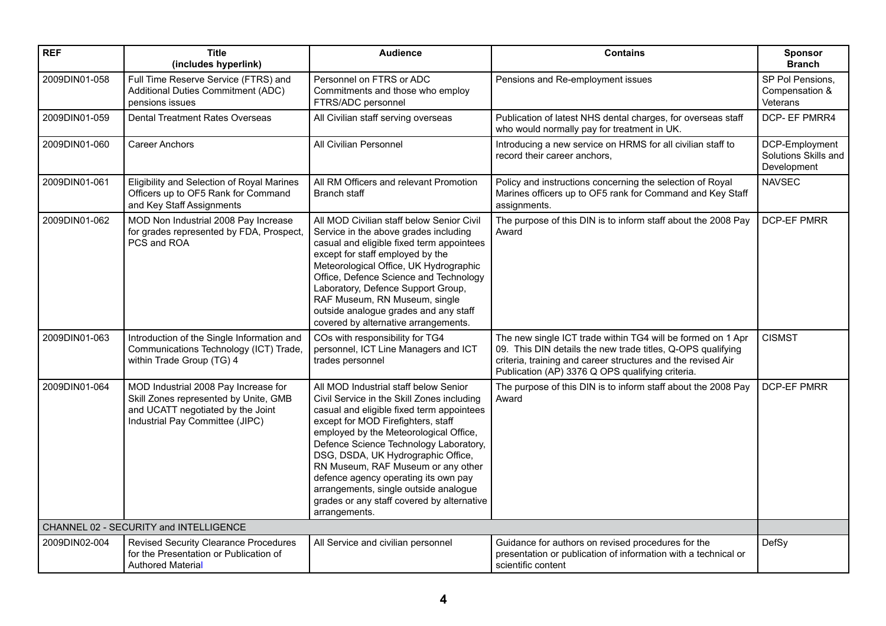| REF | Title (includes hyperlink) | Audience | Contains | Sponsor Branch |
|---|---|---|---|---|
| 2009DIN01-058 | Full Time Reserve Service (FTRS) and Additional Duties Commitment (ADC) pensions issues | Personnel on FTRS or ADC Commitments and those who employ FTRS/ADC personnel | Pensions and Re-employment issues | SP Pol Pensions, Compensation & Veterans |
| 2009DIN01-059 | Dental Treatment Rates Overseas | All Civilian staff serving overseas | Publication of latest NHS dental charges, for overseas staff who would normally pay for treatment in UK. | DCP- EF PMRR4 |
| 2009DIN01-060 | Career Anchors | All Civilian Personnel | Introducing a new service on HRMS for all civilian staff to record their career anchors, | DCP-Employment Solutions Skills and Development |
| 2009DIN01-061 | Eligibility and Selection of Royal Marines Officers up to OF5 Rank for Command and Key Staff Assignments | All RM Officers and relevant Promotion Branch staff | Policy and instructions concerning the selection of Royal Marines officers up to OF5 rank for Command and Key Staff assignments. | NAVSEC |
| 2009DIN01-062 | MOD Non Industrial 2008 Pay Increase for grades represented by FDA, Prospect, PCS and ROA | All MOD Civilian staff below Senior Civil Service in the above grades including casual and eligible fixed term appointees except for staff employed by the Meteorological Office, UK Hydrographic Office, Defence Science and Technology Laboratory, Defence Support Group, RAF Museum, RN Museum, single outside analogue grades and any staff covered by alternative arrangements. | The purpose of this DIN is to inform staff about the 2008 Pay Award | DCP-EF PMRR |
| 2009DIN01-063 | Introduction of the Single Information and Communications Technology (ICT) Trade, within Trade Group (TG) 4 | COs with responsibility for TG4 personnel, ICT Line Managers and ICT trades personnel | The new single ICT trade within TG4 will be formed on 1 Apr 09. This DIN details the new trade titles, Q-OPS qualifying criteria, training and career structures and the revised Air Publication (AP) 3376 Q OPS qualifying criteria. | CISMST |
| 2009DIN01-064 | MOD Industrial 2008 Pay Increase for Skill Zones represented by Unite, GMB and UCATT negotiated by the Joint Industrial Pay Committee (JIPC) | All MOD Industrial staff below Senior Civil Service in the Skill Zones including casual and eligible fixed term appointees except for MOD Firefighters, staff employed by the Meteorological Office, Defence Science Technology Laboratory, DSG, DSDA, UK Hydrographic Office, RN Museum, RAF Museum or any other defence agency operating its own pay arrangements, single outside analogue grades or any staff covered by alternative arrangements. | The purpose of this DIN is to inform staff about the 2008 Pay Award | DCP-EF PMRR |
| CHANNEL 02 - SECURITY and INTELLIGENCE | | | | |
| 2009DIN02-004 | Revised Security Clearance Procedures for the Presentation or Publication of Authored Material | All Service and civilian personnel | Guidance for authors on revised procedures for the presentation or publication of information with a technical or scientific content | DefSy |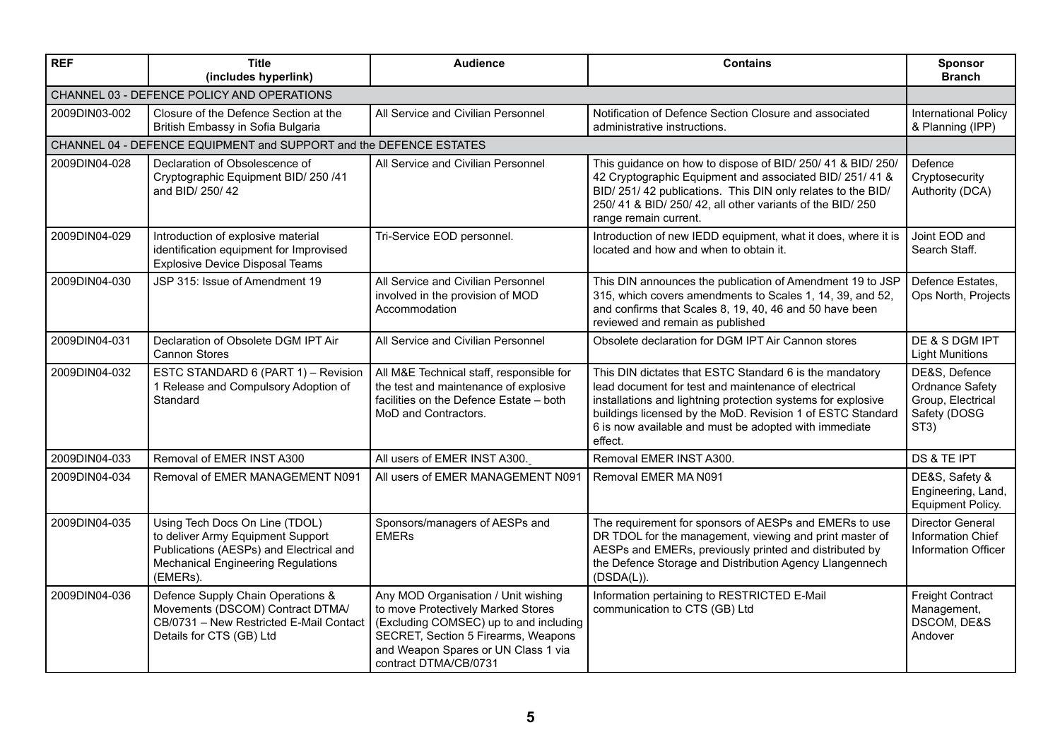| REF | Title (includes hyperlink) | Audience | Contains | Sponsor Branch |
|---|---|---|---|---|
| CHANNEL 03 - DEFENCE POLICY AND OPERATIONS | | | | |
| 2009DIN03-002 | Closure of the Defence Section at the British Embassy in Sofia Bulgaria | All Service and Civilian Personnel | Notification of Defence Section Closure and associated administrative instructions. | International Policy & Planning (IPP) |
| CHANNEL 04 - DEFENCE EQUIPMENT and SUPPORT and the DEFENCE ESTATES | | | | |
| 2009DIN04-028 | Declaration of Obsolescence of Cryptographic Equipment BID/ 250 /41 and BID/ 250/ 42 | All Service and Civilian Personnel | This guidance on how to dispose of BID/ 250/ 41 & BID/ 250/ 42 Cryptographic Equipment and associated BID/ 251/ 41 & BID/ 251/ 42 publications. This DIN only relates to the BID/ 250/ 41 & BID/ 250/ 42, all other variants of the BID/ 250 range remain current. | Defence Cryptosecurity Authority (DCA) |
| 2009DIN04-029 | Introduction of explosive material identification equipment for Improvised Explosive Device Disposal Teams | Tri-Service EOD personnel. | Introduction of new IEDD equipment, what it does, where it is located and how and when to obtain it. | Joint EOD and Search Staff. |
| 2009DIN04-030 | JSP 315: Issue of Amendment 19 | All Service and Civilian Personnel involved in the provision of MOD Accommodation | This DIN announces the publication of Amendment 19 to JSP 315, which covers amendments to Scales 1, 14, 39, and 52, and confirms that Scales 8, 19, 40, 46 and 50 have been reviewed and remain as published | Defence Estates, Ops North, Projects |
| 2009DIN04-031 | Declaration of Obsolete DGM IPT Air Cannon Stores | All Service and Civilian Personnel | Obsolete declaration for DGM IPT Air Cannon stores | DE & S DGM IPT Light Munitions |
| 2009DIN04-032 | ESTC STANDARD 6 (PART 1) – Revision 1 Release and Compulsory Adoption of Standard | All M&E Technical staff, responsible for the test and maintenance of explosive facilities on the Defence Estate – both MoD and Contractors. | This DIN dictates that ESTC Standard 6 is the mandatory lead document for test and maintenance of electrical installations and lightning protection systems for explosive buildings licensed by the MoD. Revision 1 of ESTC Standard 6 is now available and must be adopted with immediate effect. | DE&S, Defence Ordnance Safety Group, Electrical Safety (DOSG ST3) |
| 2009DIN04-033 | Removal of EMER INST A300 | All users of EMER INST A300. | Removal EMER INST A300. | DS & TE IPT |
| 2009DIN04-034 | Removal of EMER MANAGEMENT N091 | All users of EMER MANAGEMENT N091 | Removal EMER MA N091 | DE&S, Safety & Engineering, Land, Equipment Policy. |
| 2009DIN04-035 | Using Tech Docs On Line (TDOL) to deliver Army Equipment Support Publications (AESPs) and Electrical and Mechanical Engineering Regulations (EMERs). | Sponsors/managers of AESPs and EMERs | The requirement for sponsors of AESPs and EMERs to use DR TDOL for the management, viewing and print master of AESPs and EMERs, previously printed and distributed by the Defence Storage and Distribution Agency Llangennech (DSDA(L)). | Director General Information Chief Information Officer |
| 2009DIN04-036 | Defence Supply Chain Operations & Movements (DSCOM) Contract DTMA/ CB/0731 – New Restricted E-Mail Contact Details for CTS (GB) Ltd | Any MOD Organisation / Unit wishing to move Protectively Marked Stores (Excluding COMSEC) up to and including SECRET, Section 5 Firearms, Weapons and Weapon Spares or UN Class 1 via contract DTMA/CB/0731 | Information pertaining to RESTRICTED E-Mail communication to CTS (GB) Ltd | Freight Contract Management, DSCOM, DE&S Andover |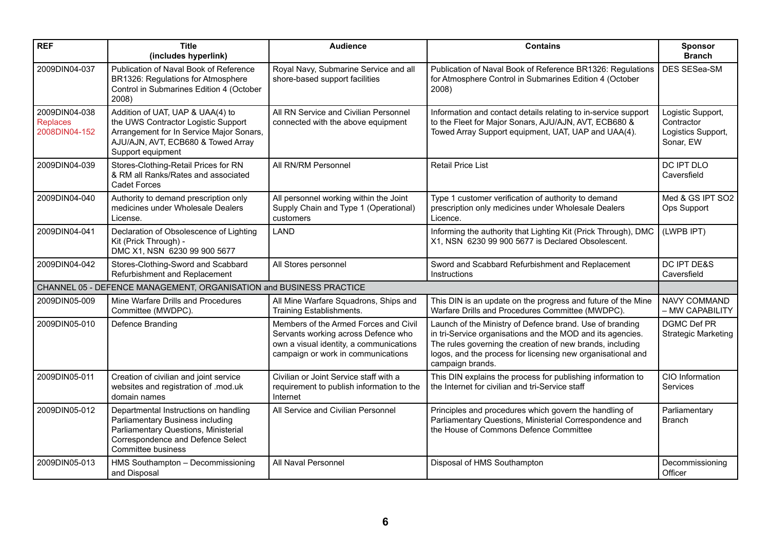| REF | Title (includes hyperlink) | Audience | Contains | Sponsor Branch |
|---|---|---|---|---|
| 2009DIN04-037 | Publication of Naval Book of Reference BR1326: Regulations for Atmosphere Control in Submarines Edition 4 (October 2008) | Royal Navy, Submarine Service and all shore-based support facilities | Publication of Naval Book of Reference BR1326: Regulations for Atmosphere Control in Submarines Edition 4 (October 2008) | DES SESea-SM |
| 2009DIN04-038 Replaces 2008DIN04-152 | Addition of UAT, UAP & UAA(4) to the UWS Contractor Logistic Support Arrangement for In Service Major Sonars, AJU/AJN, AVT, ECB680 & Towed Array Support equipment | All RN Service and Civilian Personnel connected with the above equipment | Information and contact details relating to in-service support to the Fleet for Major Sonars, AJU/AJN, AVT, ECB680 & Towed Array Support equipment, UAT, UAP and UAA(4). | Logistic Support, Contractor Logistics Support, Sonar, EW |
| 2009DIN04-039 | Stores-Clothing-Retail Prices for RN & RM all Ranks/Rates and associated Cadet Forces | All RN/RM Personnel | Retail Price List | DC IPT DLO Caversfield |
| 2009DIN04-040 | Authority to demand prescription only medicines under Wholesale Dealers License. | All personnel working within the Joint Supply Chain and Type 1 (Operational) customers | Type 1 customer verification of authority to demand prescription only medicines under Wholesale Dealers Licence. | Med & GS IPT SO2 Ops Support |
| 2009DIN04-041 | Declaration of Obsolescence of Lighting Kit (Prick Through) - DMC X1, NSN 6230 99 900 5677 | LAND | Informing the authority that Lighting Kit (Prick Through), DMC X1, NSN 6230 99 900 5677 is Declared Obsolescent. | (LWPB IPT) |
| 2009DIN04-042 | Stores-Clothing-Sword and Scabbard Refurbishment and Replacement | All Stores personnel | Sword and Scabbard Refurbishment and Replacement Instructions | DC IPT DE&S Caversfield |
| CHANNEL 05 - DEFENCE MANAGEMENT, ORGANISATION and BUSINESS PRACTICE | | | | |
| 2009DIN05-009 | Mine Warfare Drills and Procedures Committee (MWDPC). | All Mine Warfare Squadrons, Ships and Training Establishments. | This DIN is an update on the progress and future of the Mine Warfare Drills and Procedures Committee (MWDPC). | NAVY COMMAND – MW CAPABILITY |
| 2009DIN05-010 | Defence Branding | Members of the Armed Forces and Civil Servants working across Defence who own a visual identity, a communications campaign or work in communications | Launch of the Ministry of Defence brand. Use of branding in tri-Service organisations and the MOD and its agencies. The rules governing the creation of new brands, including logos, and the process for licensing new organisational and campaign brands. | DGMC Def PR Strategic Marketing |
| 2009DIN05-011 | Creation of civilian and joint service websites and registration of .mod.uk domain names | Civilian or Joint Service staff with a requirement to publish information to the Internet | This DIN explains the process for publishing information to the Internet for civilian and tri-Service staff | CIO Information Services |
| 2009DIN05-012 | Departmental Instructions on handling Parliamentary Business including Parliamentary Questions, Ministerial Correspondence and Defence Select Committee business | All Service and Civilian Personnel | Principles and procedures which govern the handling of Parliamentary Questions, Ministerial Correspondence and the House of Commons Defence Committee | Parliamentary Branch |
| 2009DIN05-013 | HMS Southampton – Decommissioning and Disposal | All Naval Personnel | Disposal of HMS Southampton | Decommissioning Officer |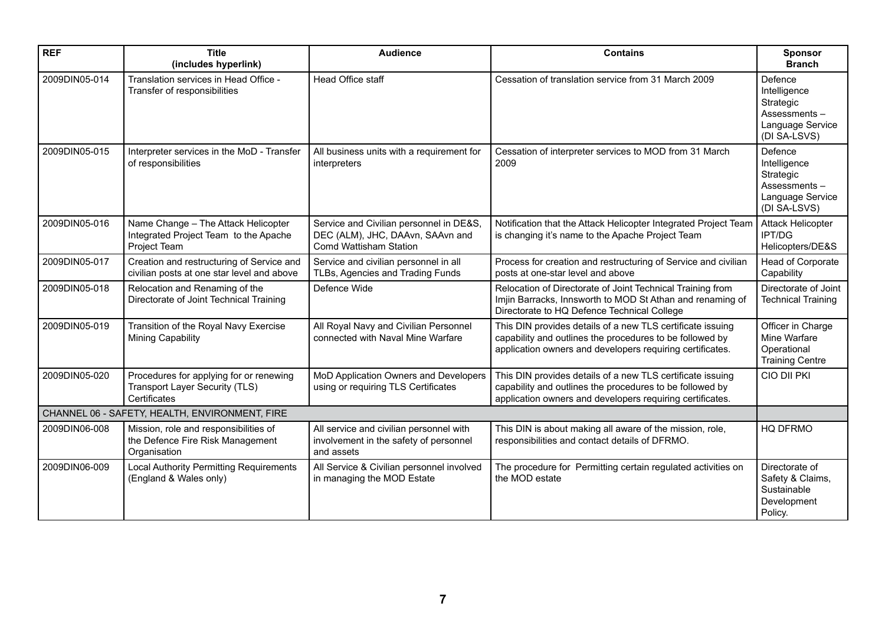| REF | Title (includes hyperlink) | Audience | Contains | Sponsor Branch |
|---|---|---|---|---|
| 2009DIN05-014 | Translation services in Head Office - Transfer of responsibilities | Head Office staff | Cessation of translation service from 31 March 2009 | Defence Intelligence Strategic Assessments – Language Service (DI SA-LSVS) |
| 2009DIN05-015 | Interpreter services in the MoD - Transfer of responsibilities | All business units with a requirement for interpreters | Cessation of interpreter services to MOD from 31 March 2009 | Defence Intelligence Strategic Assessments – Language Service (DI SA-LSVS) |
| 2009DIN05-016 | Name Change – The Attack Helicopter Integrated Project Team to the Apache Project Team | Service and Civilian personnel in DE&S, DEC (ALM), JHC, DAAvn, SAAvn and Comd Wattisham Station | Notification that the Attack Helicopter Integrated Project Team is changing it's name to the Apache Project Team | Attack Helicopter IPT/DG Helicopters/DE&S |
| 2009DIN05-017 | Creation and restructuring of Service and civilian posts at one star level and above | Service and civilian personnel in all TLBs, Agencies and Trading Funds | Process for creation and restructuring of Service and civilian posts at one-star level and above | Head of Corporate Capability |
| 2009DIN05-018 | Relocation and Renaming of the Directorate of Joint Technical Training | Defence Wide | Relocation of Directorate of Joint Technical Training from Imjin Barracks, Innsworth to MOD St Athan and renaming of Directorate to HQ Defence Technical College | Directorate of Joint Technical Training |
| 2009DIN05-019 | Transition of the Royal Navy Exercise Mining Capability | All Royal Navy and Civilian Personnel connected with Naval Mine Warfare | This DIN provides details of a new TLS certificate issuing capability and outlines the procedures to be followed by application owners and developers requiring certificates. | Officer in Charge Mine Warfare Operational Training Centre |
| 2009DIN05-020 | Procedures for applying for or renewing Transport Layer Security (TLS) Certificates | MoD Application Owners and Developers using or requiring TLS Certificates | This DIN provides details of a new TLS certificate issuing capability and outlines the procedures to be followed by application owners and developers requiring certificates. | CIO DII PKI |
| CHANNEL 06 - SAFETY, HEALTH, ENVIRONMENT, FIRE | | | | |
| 2009DIN06-008 | Mission, role and responsibilities of the Defence Fire Risk Management Organisation | All service and civilian personnel with involvement in the safety of personnel and assets | This DIN is about making all aware of the mission, role, responsibilities and contact details of DFRMO. | HQ DFRMO |
| 2009DIN06-009 | Local Authority Permitting Requirements (England & Wales only) | All Service & Civilian personnel involved in managing the MOD Estate | The procedure for Permitting certain regulated activities on the MOD estate | Directorate of Safety & Claims, Sustainable Development Policy. |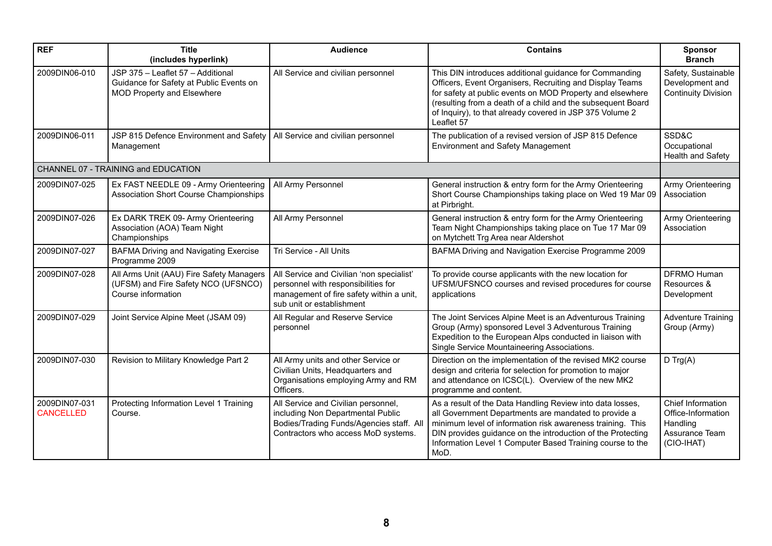| REF | Title (includes hyperlink) | Audience | Contains | Sponsor Branch |
|---|---|---|---|---|
| 2009DIN06-010 | JSP 375 – Leaflet 57 – Additional Guidance for Safety at Public Events on MOD Property and Elsewhere | All Service and civilian personnel | This DIN introduces additional guidance for Commanding Officers, Event Organisers, Recruiting and Display Teams for safety at public events on MOD Property and elsewhere (resulting from a death of a child and the subsequent Board of Inquiry), to that already covered in JSP 375 Volume 2 Leaflet 57 | Safety, Sustainable Development and Continuity Division |
| 2009DIN06-011 | JSP 815 Defence Environment and Safety Management | All Service and civilian personnel | The publication of a revised version of JSP 815 Defence Environment and Safety Management | SSD&C Occupational Health and Safety |
| CHANNEL 07 - TRAINING and EDUCATION | | | | |
| 2009DIN07-025 | Ex FAST NEEDLE 09 - Army Orienteering Association Short Course Championships | All Army Personnel | General instruction & entry form for the Army Orienteering Short Course Championships taking place on Wed 19 Mar 09 at Pirbright. | Army Orienteering Association |
| 2009DIN07-026 | Ex DARK TREK 09- Army Orienteering Association (AOA) Team Night Championships | All Army Personnel | General instruction & entry form for the Army Orienteering Team Night Championships taking place on Tue 17 Mar 09 on Mytchett Trg Area near Aldershot | Army Orienteering Association |
| 2009DIN07-027 | BAFMA Driving and Navigating Exercise Programme 2009 | Tri Service - All Units | BAFMA Driving and Navigation Exercise Programme 2009 | |
| 2009DIN07-028 | All Arms Unit (AAU) Fire Safety Managers (UFSM) and Fire Safety NCO (UFSNCO) Course information | All Service and Civilian 'non specialist' personnel with responsibilities for management of fire safety within a unit, sub unit or establishment | To provide course applicants with the new location for UFSM/UFSNCO courses and revised procedures for course applications | DFRMO Human Resources & Development |
| 2009DIN07-029 | Joint Service Alpine Meet (JSAM 09) | All Regular and Reserve Service personnel | The Joint Services Alpine Meet is an Adventurous Training Group (Army) sponsored Level 3 Adventurous Training Expedition to the European Alps conducted in liaison with Single Service Mountaineering Associations. | Adventure Training Group (Army) |
| 2009DIN07-030 | Revision to Military Knowledge Part 2 | All Army units and other Service or Civilian Units, Headquarters and Organisations employing Army and RM Officers. | Direction on the implementation of the revised MK2 course design and criteria for selection for promotion to major and attendance on ICSC(L). Overview of the new MK2 programme and content. | D Trg(A) |
| 2009DIN07-031 CANCELLED | Protecting Information Level 1 Training Course. | All Service and Civilian personnel, including Non Departmental Public Bodies/Trading Funds/Agencies staff. All Contractors who access MoD systems. | As a result of the Data Handling Review into data losses, all Government Departments are mandated to provide a minimum level of information risk awareness training. This DIN provides guidance on the introduction of the Protecting Information Level 1 Computer Based Training course to the MoD. | Chief Information Office-Information Handling Assurance Team (CIO-IHAT) |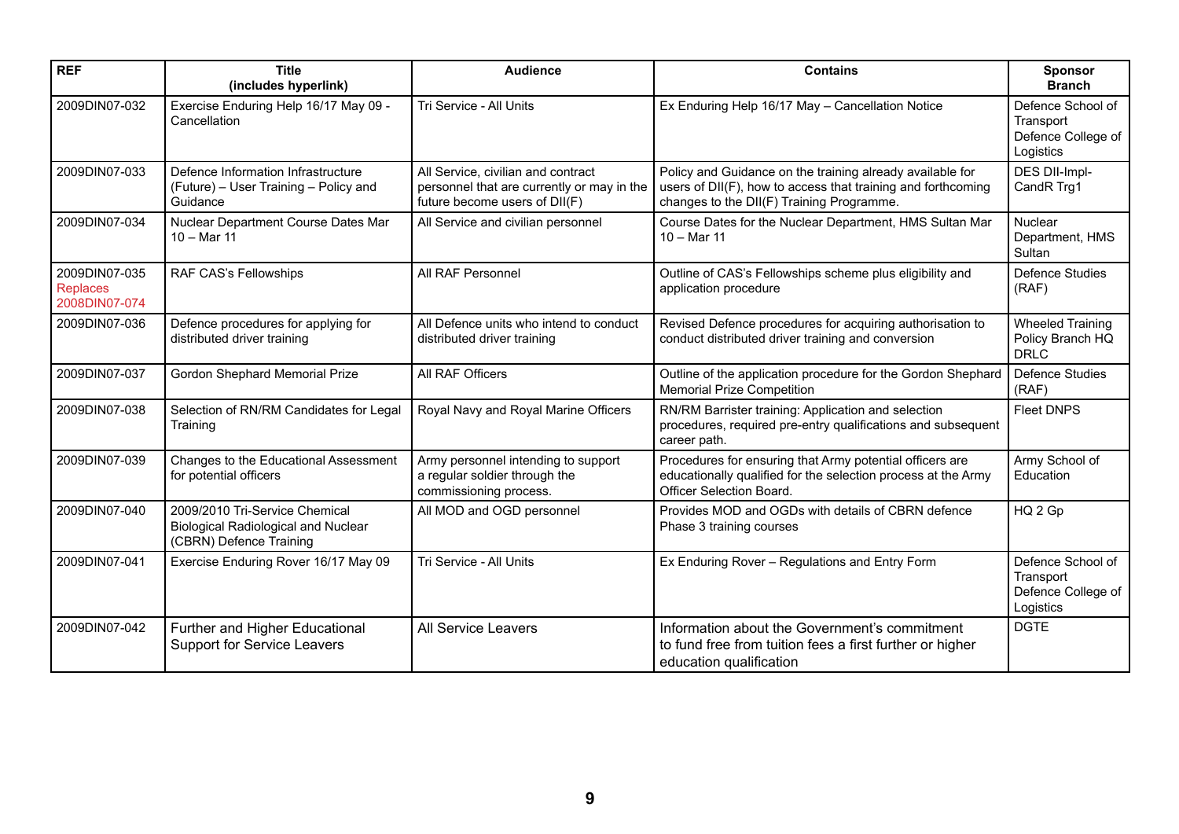| REF | Title (includes hyperlink) | Audience | Contains | Sponsor Branch |
|---|---|---|---|---|
| 2009DIN07-032 | Exercise Enduring Help 16/17 May 09 - Cancellation | Tri Service - All Units | Ex Enduring Help 16/17 May – Cancellation Notice | Defence School of Transport Defence College of Logistics |
| 2009DIN07-033 | Defence Information Infrastructure (Future) – User Training – Policy and Guidance | All Service, civilian and contract personnel that are currently or may in the future become users of DII(F) | Policy and Guidance on the training already available for users of DII(F), how to access that training and forthcoming changes to the DII(F) Training Programme. | DES DII-Impl-CandR Trg1 |
| 2009DIN07-034 | Nuclear Department Course Dates Mar 10 – Mar 11 | All Service and civilian personnel | Course Dates for the Nuclear Department, HMS Sultan Mar 10 – Mar 11 | Nuclear Department, HMS Sultan |
| 2009DIN07-035 Replaces 2008DIN07-074 | RAF CAS's Fellowships | All RAF Personnel | Outline of CAS's Fellowships scheme plus eligibility and application procedure | Defence Studies (RAF) |
| 2009DIN07-036 | Defence procedures for applying for distributed driver training | All Defence units who intend to conduct distributed driver training | Revised Defence procedures for acquiring authorisation to conduct distributed driver training and conversion | Wheeled Training Policy Branch HQ DRLC |
| 2009DIN07-037 | Gordon Shephard Memorial Prize | All RAF Officers | Outline of the application procedure for the Gordon Shephard Memorial Prize Competition | Defence Studies (RAF) |
| 2009DIN07-038 | Selection of RN/RM Candidates for Legal Training | Royal Navy and Royal Marine Officers | RN/RM Barrister training: Application and selection procedures, required pre-entry qualifications and subsequent career path. | Fleet DNPS |
| 2009DIN07-039 | Changes to the Educational Assessment for potential officers | Army personnel intending to support a regular soldier through the commissioning process. | Procedures for ensuring that Army potential officers are educationally qualified for the selection process at the Army Officer Selection Board. | Army School of Education |
| 2009DIN07-040 | 2009/2010 Tri-Service Chemical Biological Radiological and Nuclear (CBRN) Defence Training | All MOD and OGD personnel | Provides MOD and OGDs with details of CBRN defence Phase 3 training courses | HQ 2 Gp |
| 2009DIN07-041 | Exercise Enduring Rover 16/17 May 09 | Tri Service - All Units | Ex Enduring Rover – Regulations and Entry Form | Defence School of Transport Defence College of Logistics |
| 2009DIN07-042 | Further and Higher Educational Support for Service Leavers | All Service Leavers | Information about the Government's commitment to fund free from tuition fees a first further or higher education qualification | DGTE |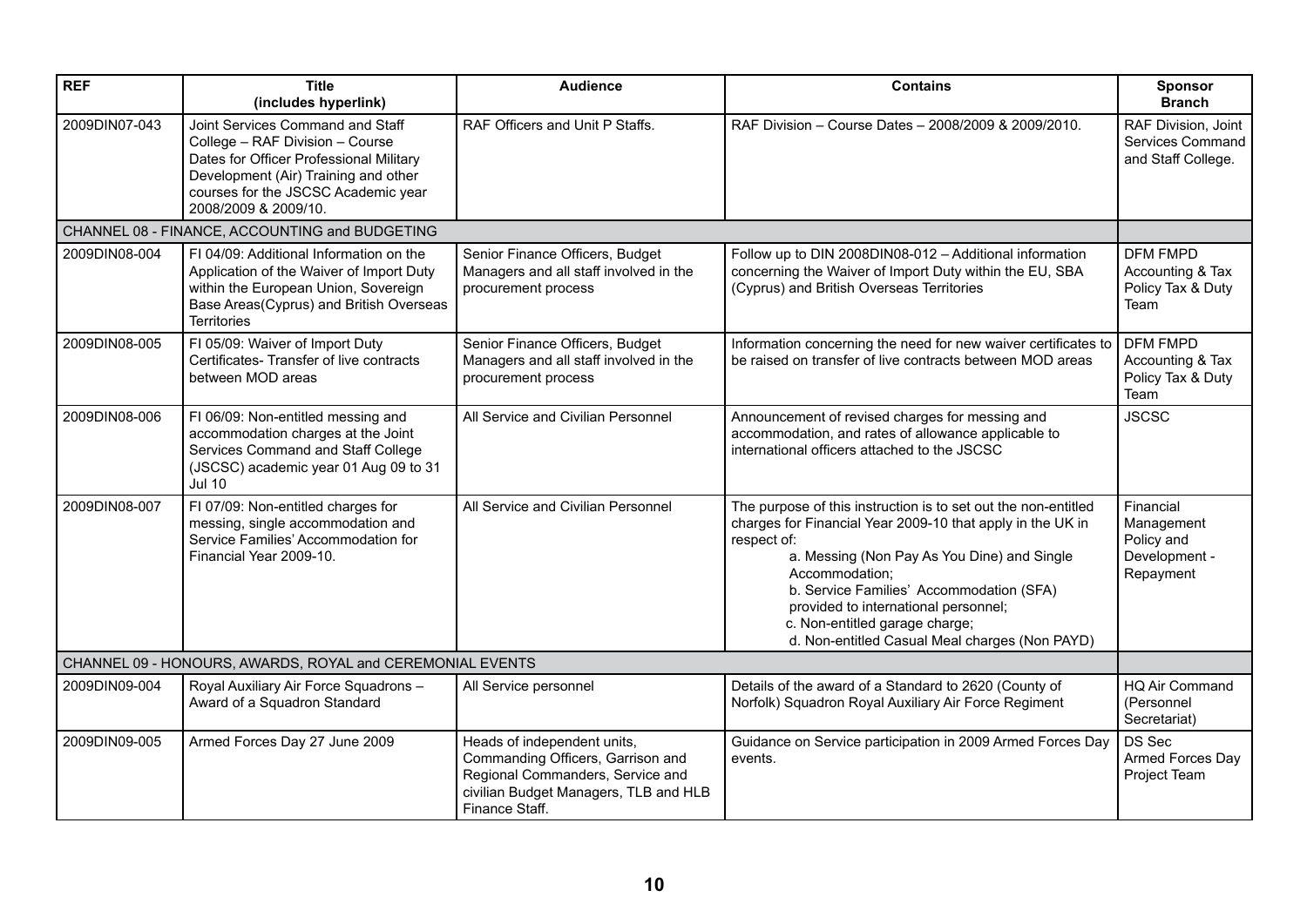| REF | Title (includes hyperlink) | Audience | Contains | Sponsor Branch |
|---|---|---|---|---|
| 2009DIN07-043 | Joint Services Command and Staff College – RAF Division – Course Dates for Officer Professional Military Development (Air) Training and other courses for the JSCSC Academic year 2008/2009 & 2009/10. | RAF Officers and Unit P Staffs. | RAF Division – Course Dates – 2008/2009 & 2009/2010. | RAF Division, Joint Services Command and Staff College. |
| CHANNEL 08 - FINANCE, ACCOUNTING and BUDGETING | | | | |
| 2009DIN08-004 | FI 04/09: Additional Information on the Application of the Waiver of Import Duty within the European Union, Sovereign Base Areas(Cyprus) and British Overseas Territories | Senior Finance Officers, Budget Managers and all staff involved in the procurement process | Follow up to DIN 2008DIN08-012 – Additional information concerning the Waiver of Import Duty within the EU, SBA (Cyprus) and British Overseas Territories | DFM FMPD Accounting & Tax Policy Tax & Duty Team |
| 2009DIN08-005 | FI 05/09: Waiver of Import Duty Certificates- Transfer of live contracts between MOD areas | Senior Finance Officers, Budget Managers and all staff involved in the procurement process | Information concerning the need for new waiver certificates to be raised on transfer of live contracts between MOD areas | DFM FMPD Accounting & Tax Policy Tax & Duty Team |
| 2009DIN08-006 | FI 06/09: Non-entitled messing and accommodation charges at the Joint Services Command and Staff College (JSCSC) academic year 01 Aug 09 to 31 Jul 10 | All Service and Civilian Personnel | Announcement of revised charges for messing and accommodation, and rates of allowance applicable to international officers attached to the JSCSC | JSCSC |
| 2009DIN08-007 | FI 07/09: Non-entitled charges for messing, single accommodation and Service Families' Accommodation for Financial Year 2009-10. | All Service and Civilian Personnel | The purpose of this instruction is to set out the non-entitled charges for Financial Year 2009-10 that apply in the UK in respect of: a. Messing (Non Pay As You Dine) and Single Accommodation; b. Service Families' Accommodation (SFA) provided to international personnel; c. Non-entitled garage charge; d. Non-entitled Casual Meal charges (Non PAYD) | Financial Management Policy and Development - Repayment |
| CHANNEL 09 - HONOURS, AWARDS, ROYAL and CEREMONIAL EVENTS | | | | |
| 2009DIN09-004 | Royal Auxiliary Air Force Squadrons – Award of a Squadron Standard | All Service personnel | Details of the award of a Standard to 2620 (County of Norfolk) Squadron Royal Auxiliary Air Force Regiment | HQ Air Command (Personnel Secretariat) |
| 2009DIN09-005 | Armed Forces Day 27 June 2009 | Heads of independent units, Commanding Officers, Garrison and Regional Commanders, Service and civilian Budget Managers, TLB and HLB Finance Staff. | Guidance on Service participation in 2009 Armed Forces Day events. | DS Sec Armed Forces Day Project Team |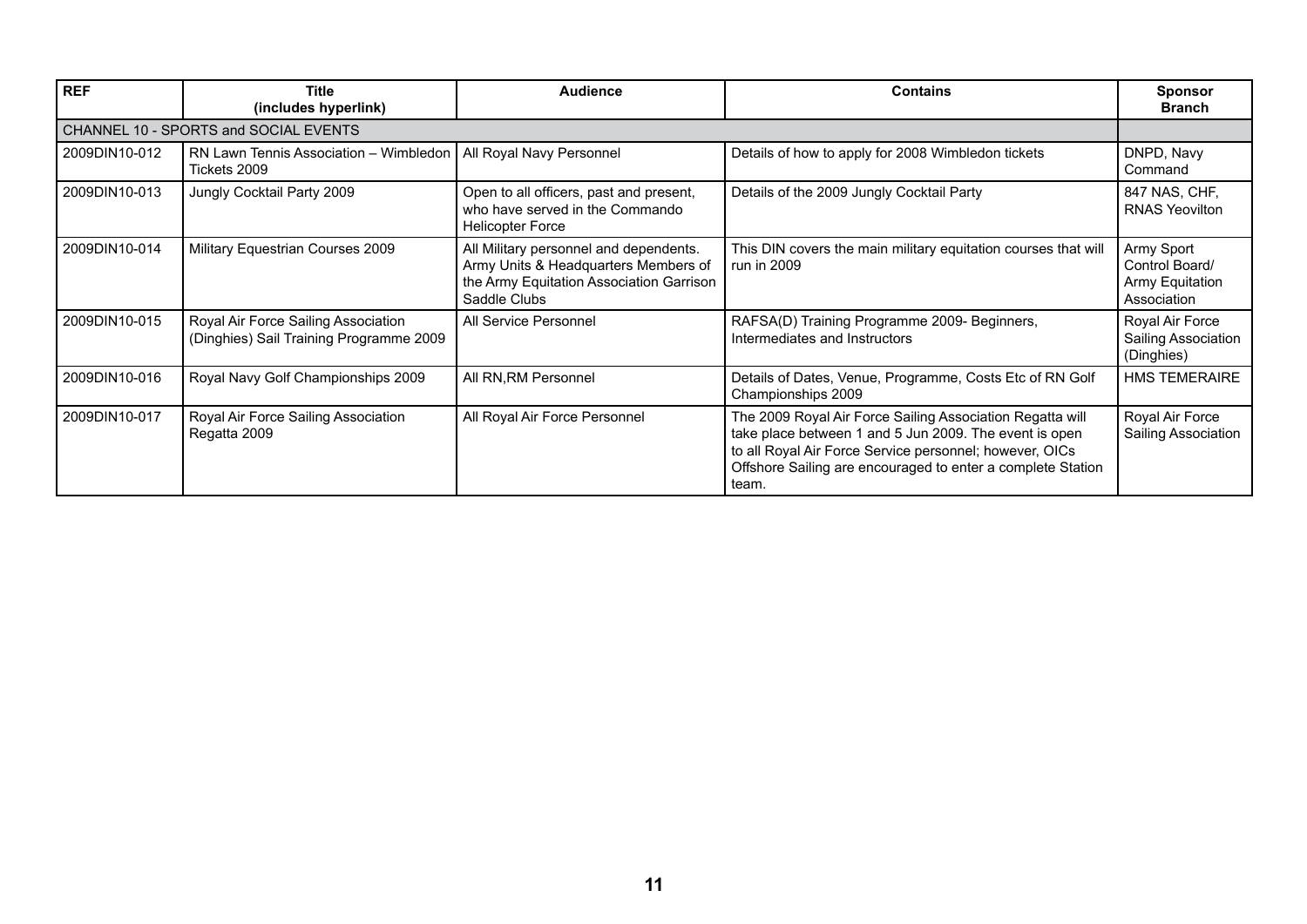| REF | Title (includes hyperlink) | Audience | Contains | Sponsor Branch |
|---|---|---|---|---|
| CHANNEL 10 - SPORTS and SOCIAL EVENTS | | | | |
| 2009DIN10-012 | RN Lawn Tennis Association – Wimbledon Tickets 2009 | All Royal Navy Personnel | Details of how to apply for 2008 Wimbledon tickets | DNPD, Navy Command |
| 2009DIN10-013 | Jungly Cocktail Party 2009 | Open to all officers, past and present, who have served in the Commando Helicopter Force | Details of the 2009 Jungly Cocktail Party | 847 NAS, CHF, RNAS Yeovilton |
| 2009DIN10-014 | Military Equestrian Courses 2009 | All Military personnel and dependents. Army Units & Headquarters Members of the Army Equitation Association Garrison Saddle Clubs | This DIN covers the main military equitation courses that will run in 2009 | Army Sport Control Board/ Army Equitation Association |
| 2009DIN10-015 | Royal Air Force Sailing Association (Dinghies) Sail Training Programme 2009 | All Service Personnel | RAFSA(D) Training Programme 2009- Beginners, Intermediates and Instructors | Royal Air Force Sailing Association (Dinghies) |
| 2009DIN10-016 | Royal Navy Golf Championships 2009 | All RN,RM Personnel | Details of Dates, Venue, Programme, Costs Etc of RN Golf Championships 2009 | HMS TEMERAIRE |
| 2009DIN10-017 | Royal Air Force Sailing Association Regatta 2009 | All Royal Air Force Personnel | The 2009 Royal Air Force Sailing Association Regatta will take place between 1 and 5 Jun 2009. The event is open to all Royal Air Force Service personnel; however, OICs Offshore Sailing are encouraged to enter a complete Station team. | Royal Air Force Sailing Association |